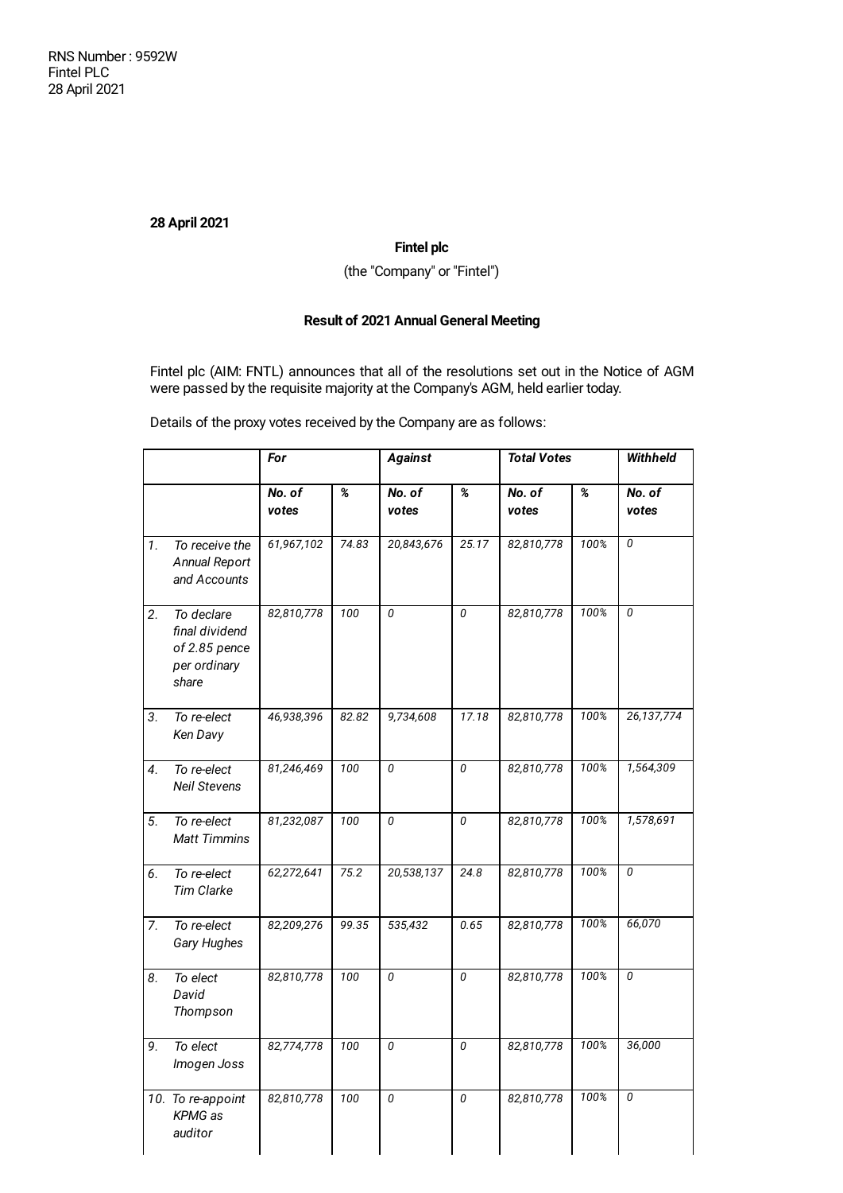RNS Number : 9592W
Fintel PLC
28 April 2021

**28 April 2021**

**Fintel plc**

(the "Company" or "Fintel")

**Result of 2021 Annual General Meeting**

Fintel plc (AIM: FNTL) announces that all of the resolutions set out in the Notice of AGM were passed by the requisite majority at the Company's AGM, held earlier today.

Details of the proxy votes received by the Company are as follows:

| | *For* | | *Against* | | *Total Votes* | | *Withheld* |
|---|---|---|---|---|---|---|---|
| | *No. of votes* | *%* | *No. of votes* | *%* | *No. of votes* | *%* | *No. of votes* |
| *1. To receive the Annual Report and Accounts* | *61,967,102* | *74.83* | *20,843,676* | *25.17* | *82,810,778* | *100%* | *0* |
| *2. To declare final dividend of 2.85 pence per ordinary share* | *82,810,778* | *100* | *0* | *0* | *82,810,778* | *100%* | *0* |
| *3. To re-elect Ken Davy* | *46,938,396* | *82.82* | *9,734,608* | *17.18* | *82,810,778* | *100%* | *26,137,774* |
| *4. To re-elect Neil Stevens* | *81,246,469* | *100* | *0* | *0* | *82,810,778* | *100%* | *1,564,309* |
| *5. To re-elect Matt Timmins* | *81,232,087* | *100* | *0* | *0* | *82,810,778* | *100%* | *1,578,691* |
| *6. To re-elect Tim Clarke* | *62,272,641* | *75.2* | *20,538,137* | *24.8* | *82,810,778* | *100%* | *0* |
| *7. To re-elect Gary Hughes* | *82,209,276* | *99.35* | *535,432* | *0.65* | *82,810,778* | *100%* | *66,070* |
| *8. To elect David Thompson* | *82,810,778* | *100* | *0* | *0* | *82,810,778* | *100%* | *0* |
| *9. To elect Imogen Joss* | *82,774,778* | *100* | *0* | *0* | *82,810,778* | *100%* | *36,000* |
| *10. To re-appoint KPMG as auditor* | *82,810,778* | *100* | *0* | *0* | *82,810,778* | *100%* | *0* |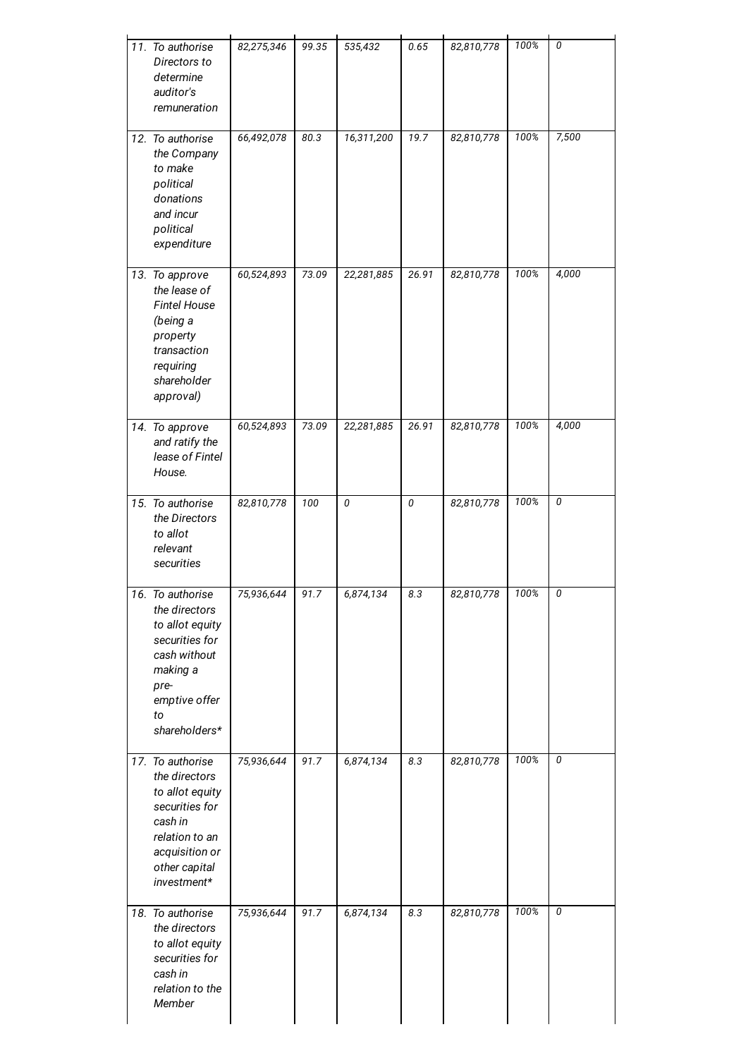| | | | | | | | |
|---|---|---|---|---|---|---|---|
| *11. To authorise Directors to determine auditor's remuneration* | *82,275,346* | *99.35* | *535,432* | *0.65* | *82,810,778* | *100%* | *0* |
| *12. To authorise the Company to make political donations and incur political expenditure* | *66,492,078* | *80.3* | *16,311,200* | *19.7* | *82,810,778* | *100%* | *7,500* |
| *13. To approve the lease of Fintel House (being a property transaction requiring shareholder approval)* | *60,524,893* | *73.09* | *22,281,885* | *26.91* | *82,810,778* | *100%* | *4,000* |
| *14. To approve and ratify the lease of Fintel House.* | *60,524,893* | *73.09* | *22,281,885* | *26.91* | *82,810,778* | *100%* | *4,000* |
| *15. To authorise the Directors to allot relevant securities* | *82,810,778* | *100* | *0* | *0* | *82,810,778* | *100%* | *0* |
| *16. To authorise the directors to allot equity securities for cash without making a pre-emptive offer to shareholders** | *75,936,644* | *91.7* | *6,874,134* | *8.3* | *82,810,778* | *100%* | *0* |
| *17. To authorise the directors to allot equity securities for cash in relation to an acquisition or other capital investment** | *75,936,644* | *91.7* | *6,874,134* | *8.3* | *82,810,778* | *100%* | *0* |
| *18. To authorise the directors to allot equity securities for cash in relation to the Member* | *75,936,644* | *91.7* | *6,874,134* | *8.3* | *82,810,778* | *100%* | *0* |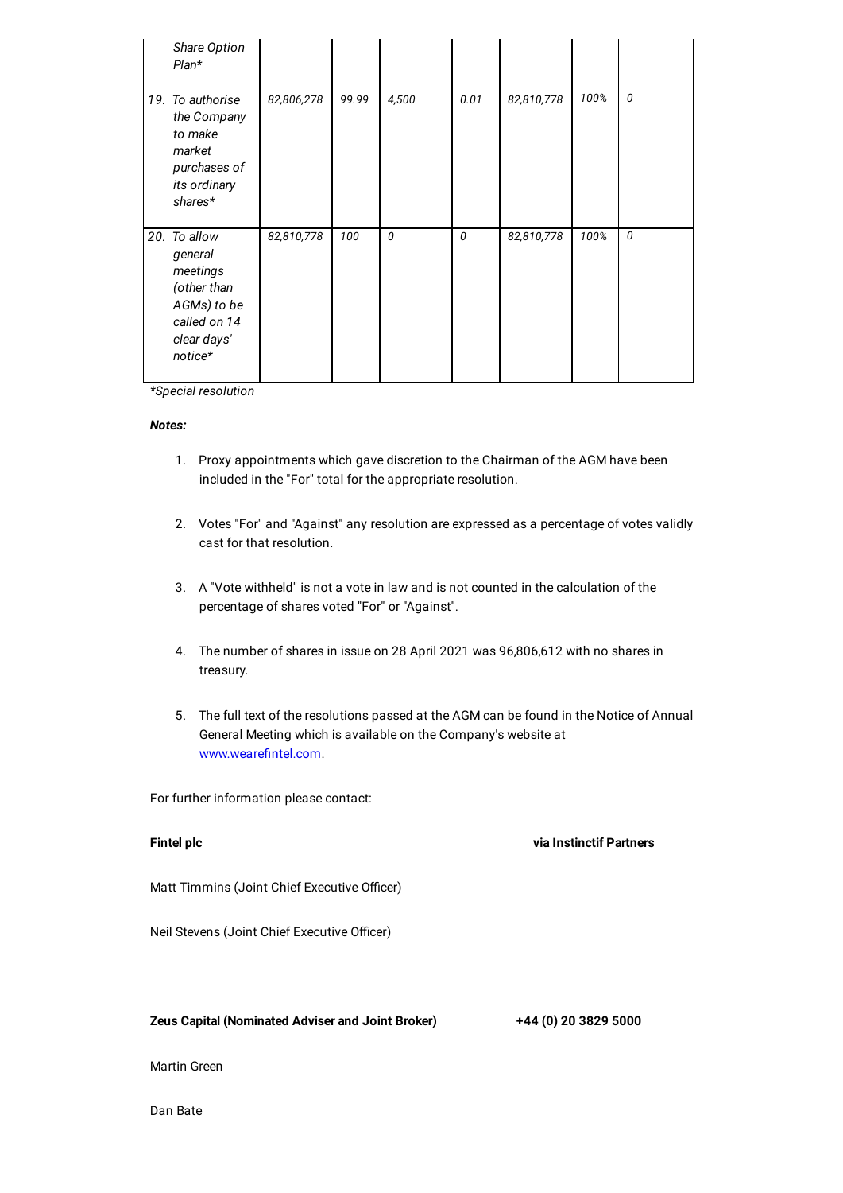| | | | | | | | |
|---|---|---|---|---|---|---|---|
| *Share Option Plan** | | | | | | | |
| *19. To authorise the Company to make market purchases of its ordinary shares** | *82,806,278* | *99.99* | *4,500* | *0.01* | *82,810,778* | *100%* | *0* |
| *20. To allow general meetings (other than AGMs) to be called on 14 clear days' notice** | *82,810,778* | *100* | *0* | *0* | *82,810,778* | *100%* | *0* |

**Special resolution*

***Notes:***

1. Proxy appointments which gave discretion to the Chairman of the AGM have been included in the "For" total for the appropriate resolution.

2. Votes "For" and "Against" any resolution are expressed as a percentage of votes validly cast for that resolution.

3. A "Vote withheld" is not a vote in law and is not counted in the calculation of the percentage of shares voted "For" or "Against".

4. The number of shares in issue on 28 April 2021 was 96,806,612 with no shares in treasury.

5. The full text of the resolutions passed at the AGM can be found in the Notice of Annual General Meeting which is available on the Company's website at www.wearefintel.com.

For further information please contact:

**Fintel plc** **via Instinctif Partners**

Matt Timmins (Joint Chief Executive Officer)

Neil Stevens (Joint Chief Executive Officer)

**Zeus Capital (Nominated Adviser and Joint Broker)** **+44 (0) 20 3829 5000**

Martin Green

Dan Bate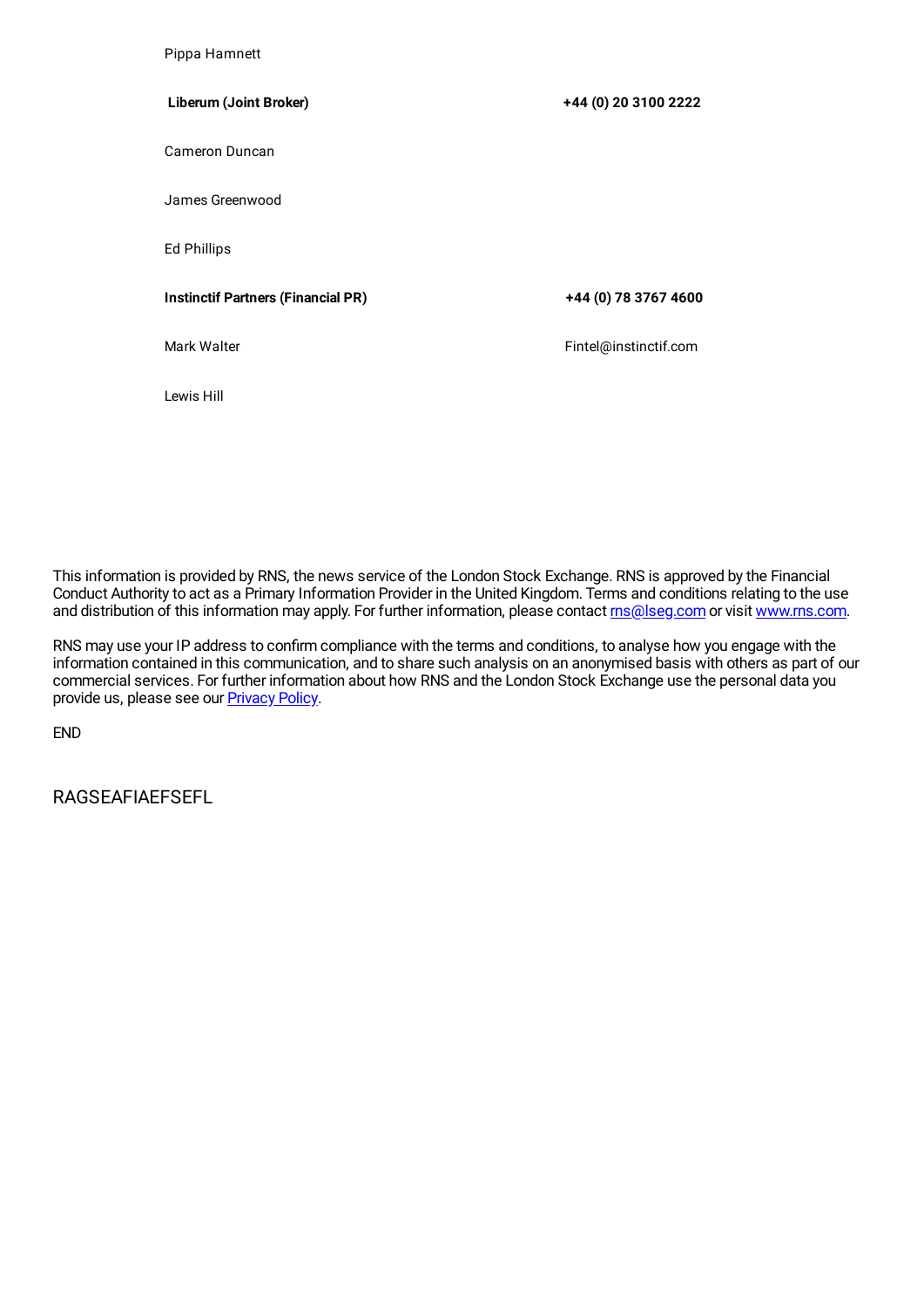Pippa Hamnett

| | |
|---|---|
| **Liberum (Joint Broker)** | **+44 (0) 20 3100 2222** |
| Cameron Duncan | |
| James Greenwood | |
| Ed Phillips | |
| **Instinctif Partners (Financial PR)** | **+44 (0) 78 3767 4600** |
| Mark Walter | Fintel@instinctif.com |
| Lewis Hill | |

This information is provided by RNS, the news service of the London Stock Exchange. RNS is approved by the Financial Conduct Authority to act as a Primary Information Provider in the United Kingdom. Terms and conditions relating to the use and distribution of this information may apply. For further information, please contact rns@lseg.com or visit www.rns.com.

RNS may use your IP address to confirm compliance with the terms and conditions, to analyse how you engage with the information contained in this communication, and to share such analysis on an anonymised basis with others as part of our commercial services. For further information about how RNS and the London Stock Exchange use the personal data you provide us, please see our Privacy Policy.

END

RAGSEAFIAEFSEFL